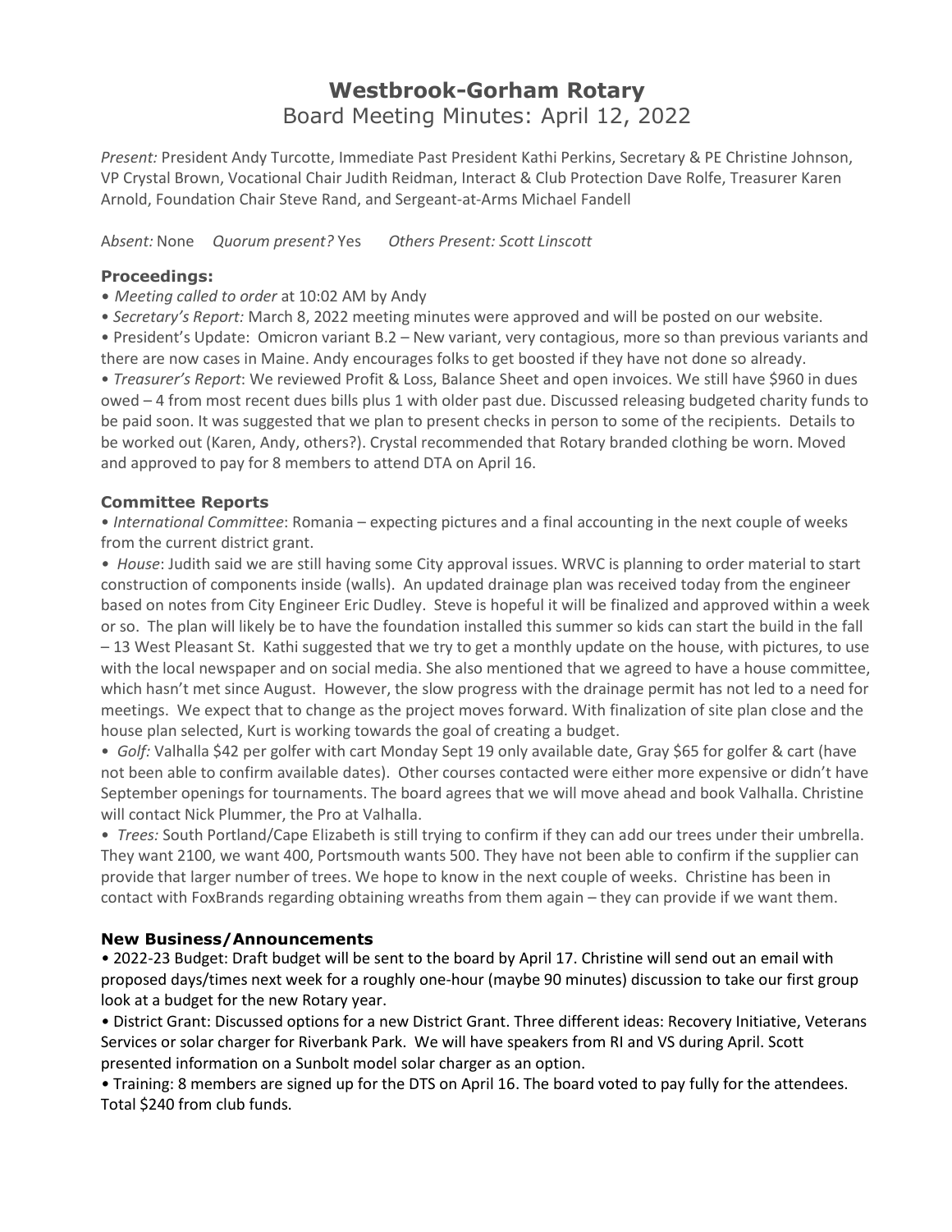# Westbrook-Gorham Rotary

## Board Meeting Minutes: April 12, 2022

*Present:* President Andy Turcotte, Immediate Past President Kathi Perkins, Secretary & PE Christine Johnson, VP Crystal Brown, Vocational Chair Judith Reidman, Interact & Club Protection Dave Rolfe, Treasurer Karen Arnold, Foundation Chair Steve Rand, and Sergeant-at-Arms Michael Fandell

A*bsent:* None *Quorum present?* Yes *Others Present: Scott Linscott*

### Proceedings:

• *Meeting called to order* at 10:02 AM by Andy

• *Secretary's Report:* March 8, 2022 meeting minutes were approved and will be posted on our website.

• President's Update: Omicron variant B.2 – New variant, very contagious, more so than previous variants and there are now cases in Maine. Andy encourages folks to get boosted if they have not done so already.

• *Treasurer's Report*: We reviewed Profit & Loss, Balance Sheet and open invoices. We still have $960 in dues owed – 4 from most recent dues bills plus 1 with older past due. Discussed releasing budgeted charity funds to be paid soon. It was suggested that we plan to present checks in person to some of the recipients. Details to be worked out (Karen, Andy, others?). Crystal recommended that Rotary branded clothing be worn. Moved and approved to pay for 8 members to attend DTA on April 16.

### Committee Reports

• *International Committee*: Romania – expecting pictures and a final accounting in the next couple of weeks from the current district grant.

• *House*: Judith said we are still having some City approval issues. WRVC is planning to order material to start construction of components inside (walls). An updated drainage plan was received today from the engineer based on notes from City Engineer Eric Dudley. Steve is hopeful it will be finalized and approved within a week or so. The plan will likely be to have the foundation installed this summer so kids can start the build in the fall – 13 West Pleasant St. Kathi suggested that we try to get a monthly update on the house, with pictures, to use with the local newspaper and on social media. She also mentioned that we agreed to have a house committee, which hasn't met since August. However, the slow progress with the drainage permit has not led to a need for meetings. We expect that to change as the project moves forward. With finalization of site plan close and the house plan selected, Kurt is working towards the goal of creating a budget.

• *Golf:* Valhalla $42 per golfer with cart Monday Sept 19 only available date, Gray $65 for golfer & cart (have not been able to confirm available dates). Other courses contacted were either more expensive or didn't have September openings for tournaments. The board agrees that we will move ahead and book Valhalla. Christine will contact Nick Plummer, the Pro at Valhalla.

• *Trees:* South Portland/Cape Elizabeth is still trying to confirm if they can add our trees under their umbrella. They want 2100, we want 400, Portsmouth wants 500. They have not been able to confirm if the supplier can provide that larger number of trees. We hope to know in the next couple of weeks. Christine has been in contact with FoxBrands regarding obtaining wreaths from them again – they can provide if we want them.

### New Business/Announcements

• 2022-23 Budget: Draft budget will be sent to the board by April 17. Christine will send out an email with proposed days/times next week for a roughly one-hour (maybe 90 minutes) discussion to take our first group look at a budget for the new Rotary year.

• District Grant: Discussed options for a new District Grant. Three different ideas: Recovery Initiative, Veterans Services or solar charger for Riverbank Park. We will have speakers from RI and VS during April. Scott presented information on a Sunbolt model solar charger as an option.

• Training: 8 members are signed up for the DTS on April 16. The board voted to pay fully for the attendees. Total $240 from club funds.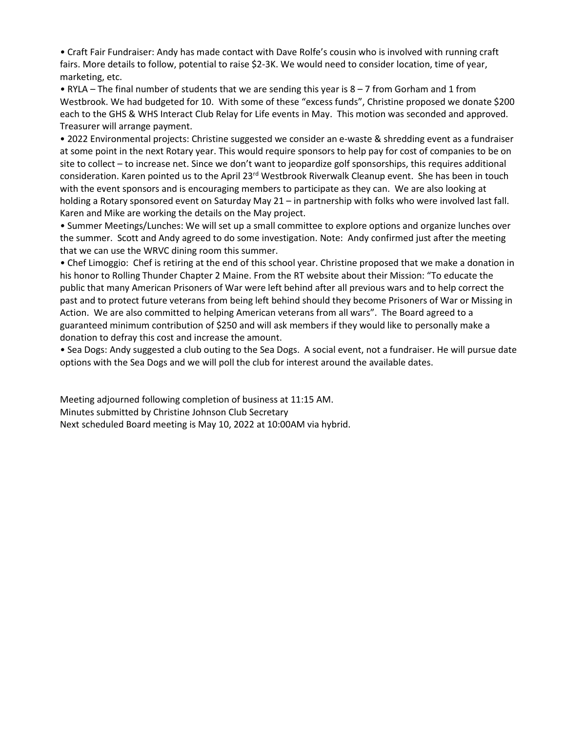- Craft Fair Fundraiser: Andy has made contact with Dave Rolfe's cousin who is involved with running craft fairs. More details to follow, potential to raise $2-3K. We would need to consider location, time of year, marketing, etc.
- RYLA – The final number of students that we are sending this year is 8 – 7 from Gorham and 1 from Westbrook. We had budgeted for 10. With some of these "excess funds", Christine proposed we donate $200 each to the GHS & WHS Interact Club Relay for Life events in May. This motion was seconded and approved. Treasurer will arrange payment.
- 2022 Environmental projects: Christine suggested we consider an e-waste & shredding event as a fundraiser at some point in the next Rotary year. This would require sponsors to help pay for cost of companies to be on site to collect – to increase net. Since we don't want to jeopardize golf sponsorships, this requires additional consideration. Karen pointed us to the April 23rd Westbrook Riverwalk Cleanup event. She has been in touch with the event sponsors and is encouraging members to participate as they can. We are also looking at holding a Rotary sponsored event on Saturday May 21 – in partnership with folks who were involved last fall. Karen and Mike are working the details on the May project.
- Summer Meetings/Lunches: We will set up a small committee to explore options and organize lunches over the summer. Scott and Andy agreed to do some investigation. Note: Andy confirmed just after the meeting that we can use the WRVC dining room this summer.
- Chef Limoggio: Chef is retiring at the end of this school year. Christine proposed that we make a donation in his honor to Rolling Thunder Chapter 2 Maine. From the RT website about their Mission: "To educate the public that many American Prisoners of War were left behind after all previous wars and to help correct the past and to protect future veterans from being left behind should they become Prisoners of War or Missing in Action. We are also committed to helping American veterans from all wars". The Board agreed to a guaranteed minimum contribution of $250 and will ask members if they would like to personally make a donation to defray this cost and increase the amount.
- Sea Dogs: Andy suggested a club outing to the Sea Dogs. A social event, not a fundraiser. He will pursue date options with the Sea Dogs and we will poll the club for interest around the available dates.

Meeting adjourned following completion of business at 11:15 AM.
Minutes submitted by Christine Johnson Club Secretary
Next scheduled Board meeting is May 10, 2022 at 10:00AM via hybrid.